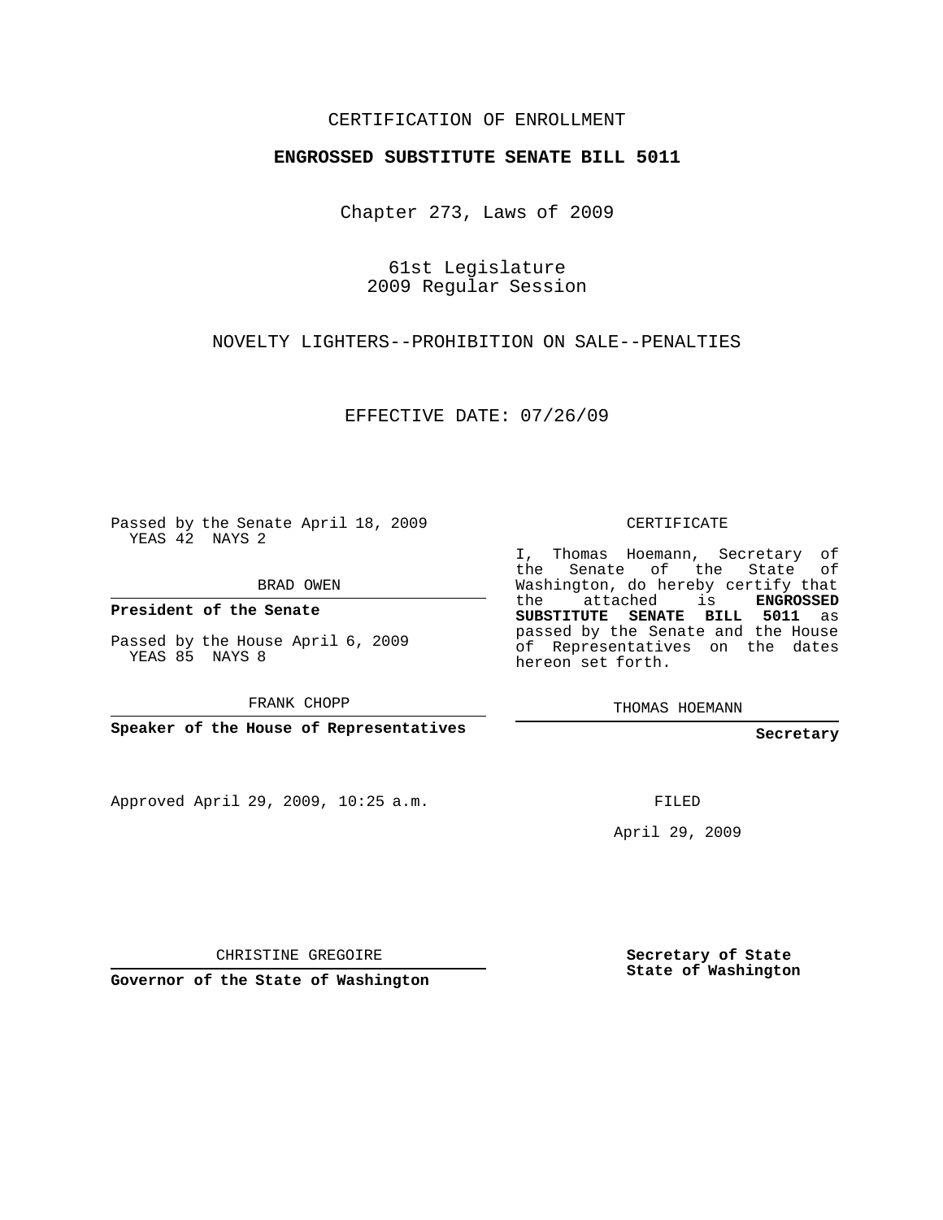CERTIFICATION OF ENROLLMENT

**ENGROSSED SUBSTITUTE SENATE BILL 5011**

Chapter 273, Laws of 2009

61st Legislature
2009 Regular Session

NOVELTY LIGHTERS--PROHIBITION ON SALE--PENALTIES

EFFECTIVE DATE: 07/26/09

Passed by the Senate April 18, 2009
YEAS 42 NAYS 2

BRAD OWEN

**President of the Senate**

Passed by the House April 6, 2009
YEAS 85 NAYS 8

FRANK CHOPP

**Speaker of the House of Representatives**

Approved April 29, 2009, 10:25 a.m.

CHRISTINE GREGOIRE

**Governor of the State of Washington**

CERTIFICATE

I, Thomas Hoemann, Secretary of the Senate of the State of Washington, do hereby certify that the attached is **ENGROSSED SUBSTITUTE SENATE BILL 5011** as passed by the Senate and the House of Representatives on the dates hereon set forth.

THOMAS HOEMANN

**Secretary**

FILED

April 29, 2009

**Secretary of State**
**State of Washington**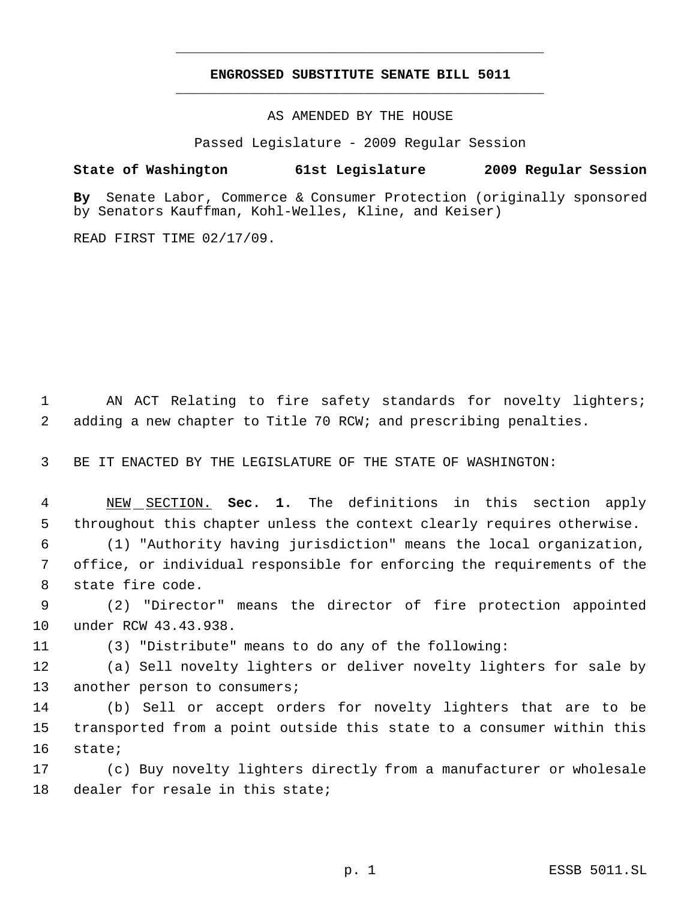# ENGROSSED SUBSTITUTE SENATE BILL 5011

AS AMENDED BY THE HOUSE

Passed Legislature - 2009 Regular Session

**State of Washington 61st Legislature 2009 Regular Session**

**By** Senate Labor, Commerce & Consumer Protection (originally sponsored by Senators Kauffman, Kohl-Welles, Kline, and Keiser)

READ FIRST TIME 02/17/09.

AN ACT Relating to fire safety standards for novelty lighters; adding a new chapter to Title 70 RCW; and prescribing penalties.

BE IT ENACTED BY THE LEGISLATURE OF THE STATE OF WASHINGTON:

NEW SECTION. **Sec. 1.** The definitions in this section apply throughout this chapter unless the context clearly requires otherwise.

(1) "Authority having jurisdiction" means the local organization, office, or individual responsible for enforcing the requirements of the state fire code.

(2) "Director" means the director of fire protection appointed under RCW 43.43.938.

(3) "Distribute" means to do any of the following:

(a) Sell novelty lighters or deliver novelty lighters for sale by another person to consumers;

(b) Sell or accept orders for novelty lighters that are to be transported from a point outside this state to a consumer within this state;

(c) Buy novelty lighters directly from a manufacturer or wholesale dealer for resale in this state;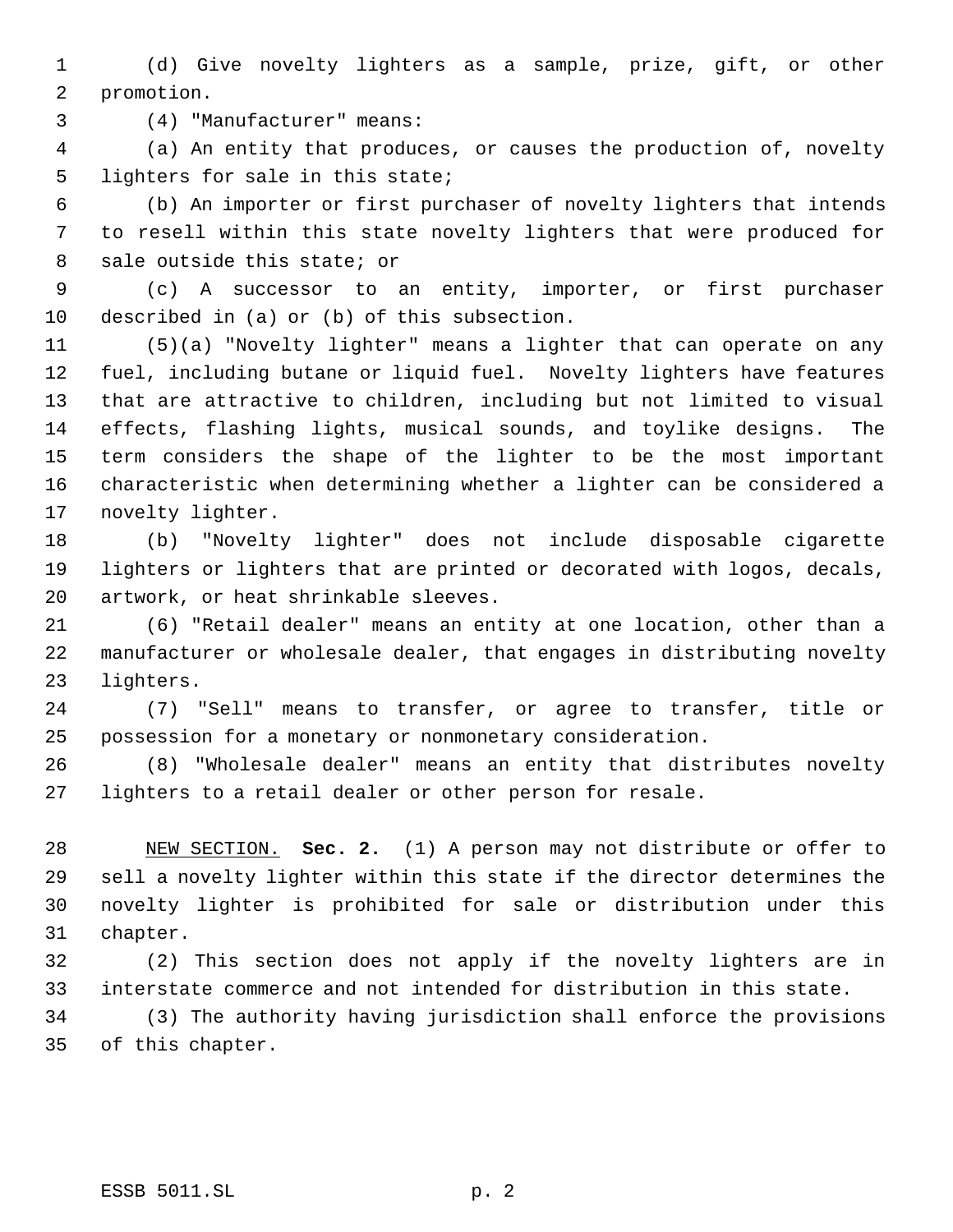(d) Give novelty lighters as a sample, prize, gift, or other promotion.

(4) "Manufacturer" means:

(a) An entity that produces, or causes the production of, novelty lighters for sale in this state;

(b) An importer or first purchaser of novelty lighters that intends to resell within this state novelty lighters that were produced for sale outside this state; or

(c) A successor to an entity, importer, or first purchaser described in (a) or (b) of this subsection.

(5)(a) "Novelty lighter" means a lighter that can operate on any fuel, including butane or liquid fuel. Novelty lighters have features that are attractive to children, including but not limited to visual effects, flashing lights, musical sounds, and toylike designs. The term considers the shape of the lighter to be the most important characteristic when determining whether a lighter can be considered a novelty lighter.

(b) "Novelty lighter" does not include disposable cigarette lighters or lighters that are printed or decorated with logos, decals, artwork, or heat shrinkable sleeves.

(6) "Retail dealer" means an entity at one location, other than a manufacturer or wholesale dealer, that engages in distributing novelty lighters.

(7) "Sell" means to transfer, or agree to transfer, title or possession for a monetary or nonmonetary consideration.

(8) "Wholesale dealer" means an entity that distributes novelty lighters to a retail dealer or other person for resale.

NEW SECTION. **Sec. 2.** (1) A person may not distribute or offer to sell a novelty lighter within this state if the director determines the novelty lighter is prohibited for sale or distribution under this chapter.

(2) This section does not apply if the novelty lighters are in interstate commerce and not intended for distribution in this state.

(3) The authority having jurisdiction shall enforce the provisions of this chapter.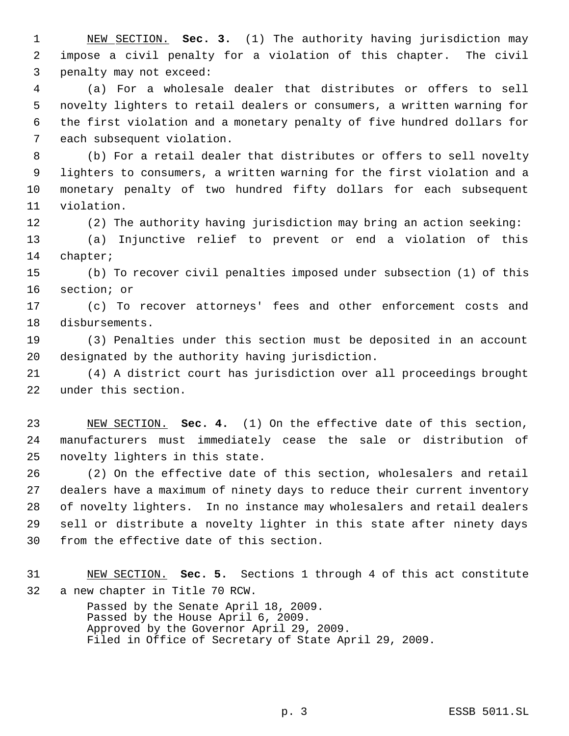NEW SECTION. **Sec. 3.** (1) The authority having jurisdiction may impose a civil penalty for a violation of this chapter. The civil penalty may not exceed:

(a) For a wholesale dealer that distributes or offers to sell novelty lighters to retail dealers or consumers, a written warning for the first violation and a monetary penalty of five hundred dollars for each subsequent violation.

(b) For a retail dealer that distributes or offers to sell novelty lighters to consumers, a written warning for the first violation and a monetary penalty of two hundred fifty dollars for each subsequent violation.

(2) The authority having jurisdiction may bring an action seeking:

(a) Injunctive relief to prevent or end a violation of this chapter;

(b) To recover civil penalties imposed under subsection (1) of this section; or

(c) To recover attorneys' fees and other enforcement costs and disbursements.

(3) Penalties under this section must be deposited in an account designated by the authority having jurisdiction.

(4) A district court has jurisdiction over all proceedings brought under this section.

NEW SECTION. **Sec. 4.** (1) On the effective date of this section, manufacturers must immediately cease the sale or distribution of novelty lighters in this state.

(2) On the effective date of this section, wholesalers and retail dealers have a maximum of ninety days to reduce their current inventory of novelty lighters. In no instance may wholesalers and retail dealers sell or distribute a novelty lighter in this state after ninety days from the effective date of this section.

NEW SECTION. **Sec. 5.** Sections 1 through 4 of this act constitute a new chapter in Title 70 RCW.

Passed by the Senate April 18, 2009.
Passed by the House April 6, 2009.
Approved by the Governor April 29, 2009.
Filed in Office of Secretary of State April 29, 2009.